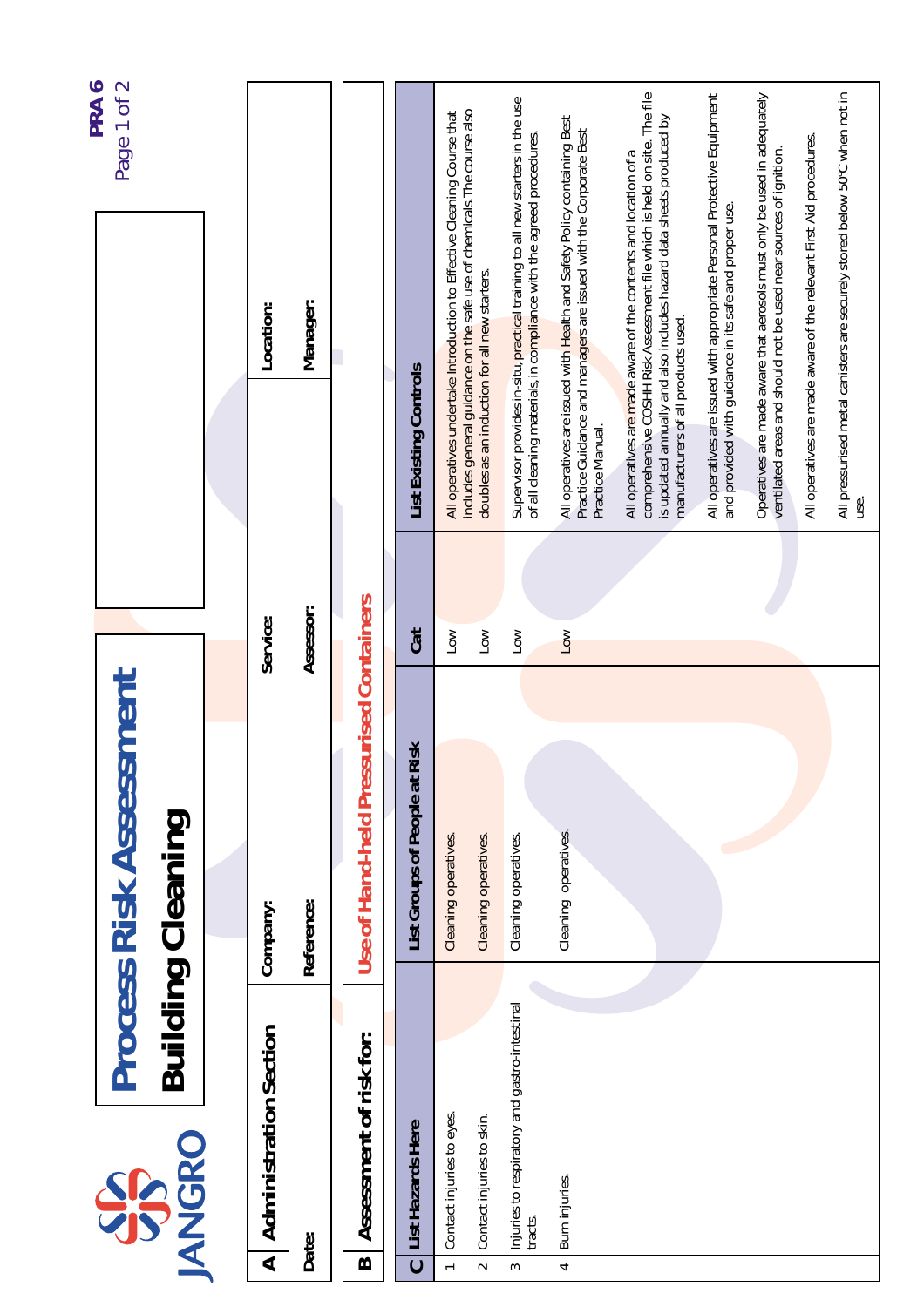JANGRO

# Process Risk Assessment

## Building Cleaning

PRA 6

## A Administration Section

| Company: | | Service: | | Location: | |
|---|---|---|---|---|---|
| Date: | | Reference: | | Assessor: | | Manager: | |

## B Assessment of risk for: Use of Hand-held Pressurised Containers

## C

| List Hazards Here | List Groups of People at Risk | Cat | List Existing Controls |
|---|---|---|---|
| 1 Contact injuries to eyes. | Cleaning operatives. | Low | All operatives undertake Introduction to Effective Cleaning Course that includes general guidance on the safe use of chemicals. The course also doubles as an induction for all new starters. |
| 2 Contact injuries to skin. | Cleaning operatives. | Low | Supervisor provides in-situ, practical training to all new starters in the use of all cleaning materials, in compliance with the agreed procedures. |
| 3 Injuries to respiratory and gastro-intestinal tracts. | Cleaning operatives. | Low | All operatives are issued with Health and Safety Policy containing Best Practice Guidance and managers are issued with the Corporate Best Practice Manual. |
| 4 Burn injuries. | Cleaning operatives. | Low | All operatives are made aware of the contents and location of a comprehensive COSHH Risk Assessment file which is held on site. The file is updated annually and also includes hazard data sheets produced by manufacturers of all products used. |
| | | | All operatives are issued with appropriate Personal Protective Equipment and provided with guidance in its safe and proper use. |
| | | | Operatives are made aware that aerosols must only be used in adequately ventilated areas and should not be used near sources of ignition. |
| | | | All operatives are made aware of the relevant First Aid procedures. |
| | | | All pressurised metal canisters are securely stored below 50°C when not in use. |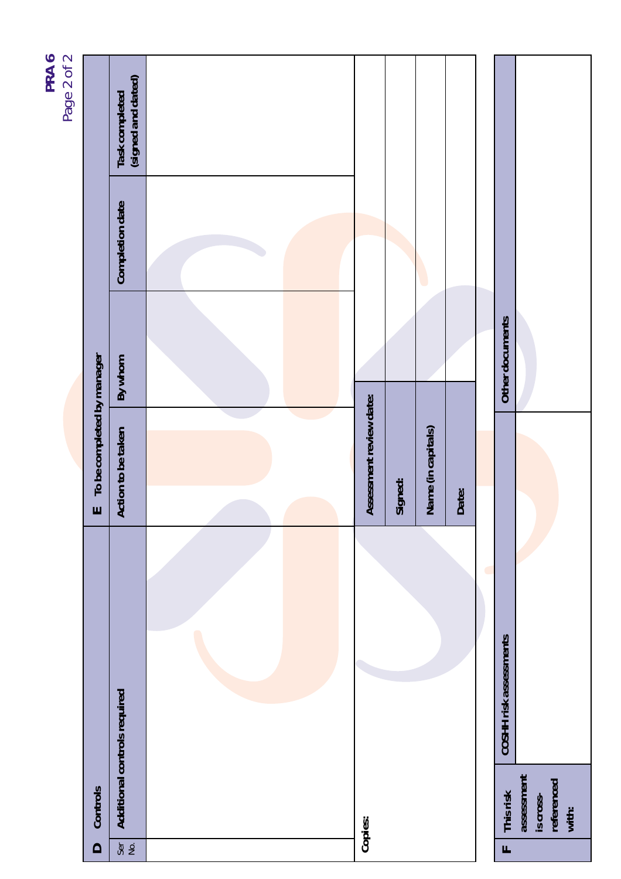## D Controls

## E To be completed by manager

| Ser No. | Additional controls required | Action to be taken | By whom | Completion date | Task completed (signed and dated) |
|---|---|---|---|---|---|
| | | | | | |

| | |
|---|---|
| Copies: | Assessment review date: |
| | Signed: |
| | Name (in capitals) |
| | Date: |

## F This risk assessment is cross-referenced with:

| COSHH risk assessments | Other documents |
|---|---|
| | |